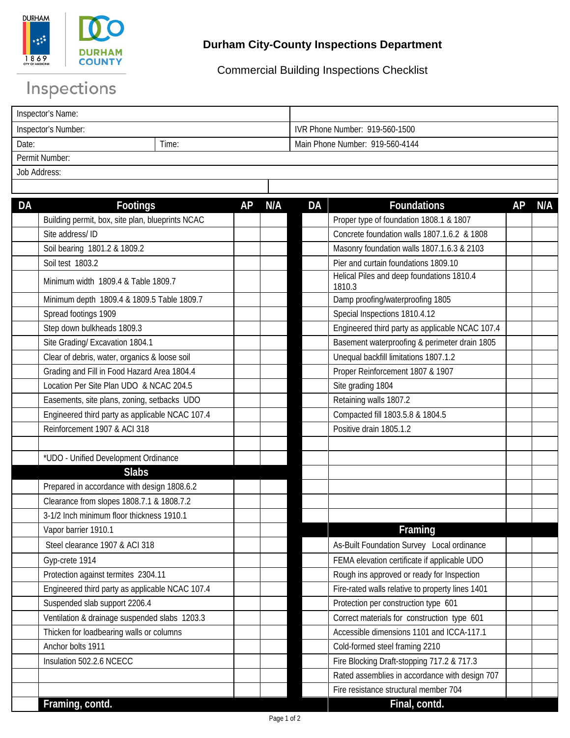DURHAM 1869 CITY OF MEDICINE

DURHAM COUNTY

Inspections

## Durham City-County Inspections Department

Commercial Building Inspections Checklist

| | |
|---|---|
| Inspector's Name: | |
| Inspector's Number: | IVR Phone Number: 919-560-1500 |
| Date: Time: | Main Phone Number: 919-560-4144 |
| Permit Number: | |
| Job Address: | |

| DA | Footings | AP | N/A |
|---|---|---|---|
| | Building permit, box, site plan, blueprints NCAC | | |
| | Site address/ ID | | |
| | Soil bearing 1801.2 & 1809.2 | | |
| | Soil test 1803.2 | | |
| | Minimum width 1809.4 & Table 1809.7 | | |
| | Minimum depth 1809.4 & 1809.5 Table 1809.7 | | |
| | Spread footings 1909 | | |
| | Step down bulkheads 1809.3 | | |
| | Site Grading/ Excavation 1804.1 | | |
| | Clear of debris, water, organics & loose soil | | |
| | Grading and Fill in Food Hazard Area 1804.4 | | |
| | Location Per Site Plan UDO & NCAC 204.5 | | |
| | Easements, site plans, zoning, setbacks UDO | | |
| | Engineered third party as applicable NCAC 107.4 | | |
| | Reinforcement 1907 & ACI 318 | | |
| | | | |
| | *UDO - Unified Development Ordinance | | |

| DA | Slabs | AP | N/A |
|---|---|---|---|
| | Prepared in accordance with design 1808.6.2 | | |
| | Clearance from slopes 1808.7.1 & 1808.7.2 | | |
| | 3-1/2 Inch minimum floor thickness 1910.1 | | |
| | Vapor barrier 1910.1 | | |
| | Steel clearance 1907 & ACI 318 | | |
| | Gyp-crete 1914 | | |
| | Protection against termites 2304.11 | | |
| | Engineered third party as applicable NCAC 107.4 | | |
| | Suspended slab support 2206.4 | | |
| | Ventilation & drainage suspended slabs 1203.3 | | |
| | Thicken for loadbearing walls or columns | | |
| | Anchor bolts 1911 | | |
| | Insulation 502.2.6 NCECC | | |
| | | | |
| | | | |

| DA | Foundations | AP | N/A |
|---|---|---|---|
| | Proper type of foundation 1808.1 & 1807 | | |
| | Concrete foundation walls 1807.1.6.2 & 1808 | | |
| | Masonry foundation walls 1807.1.6.3 & 2103 | | |
| | Pier and curtain foundations 1809.10 | | |
| | Helical Piles and deep foundations 1810.4 1810.3 | | |
| | Damp proofing/waterproofing 1805 | | |
| | Special Inspections 1810.4.12 | | |
| | Engineered third party as applicable NCAC 107.4 | | |
| | Basement waterproofing & perimeter drain 1805 | | |
| | Unequal backfill limitations 1807.1.2 | | |
| | Proper Reinforcement 1807 & 1907 | | |
| | Site grading 1804 | | |
| | Retaining walls 1807.2 | | |
| | Compacted fill 1803.5.8 & 1804.5 | | |
| | Positive drain 1805.1.2 | | |
| | | | |
| | | | |
| | | | |
| | | | |
| | | | |
| | | | |

| DA | Framing | AP | N/A |
|---|---|---|---|
| | As-Built Foundation Survey Local ordinance | | |
| | FEMA elevation certificate if applicable UDO | | |
| | Rough ins approved or ready for Inspection | | |
| | Fire-rated walls relative to property lines 1401 | | |
| | Protection per construction type 601 | | |
| | Correct materials for construction type 601 | | |
| | Accessible dimensions 1101 and ICCA-117.1 | | |
| | Cold-formed steel framing 2210 | | |
| | Fire Blocking Draft-stopping 717.2 & 717.3 | | |
| | Rated assemblies in accordance with design 707 | | |
| | Fire resistance structural member 704 | | |

**Framing, contd.**

**Final, contd.**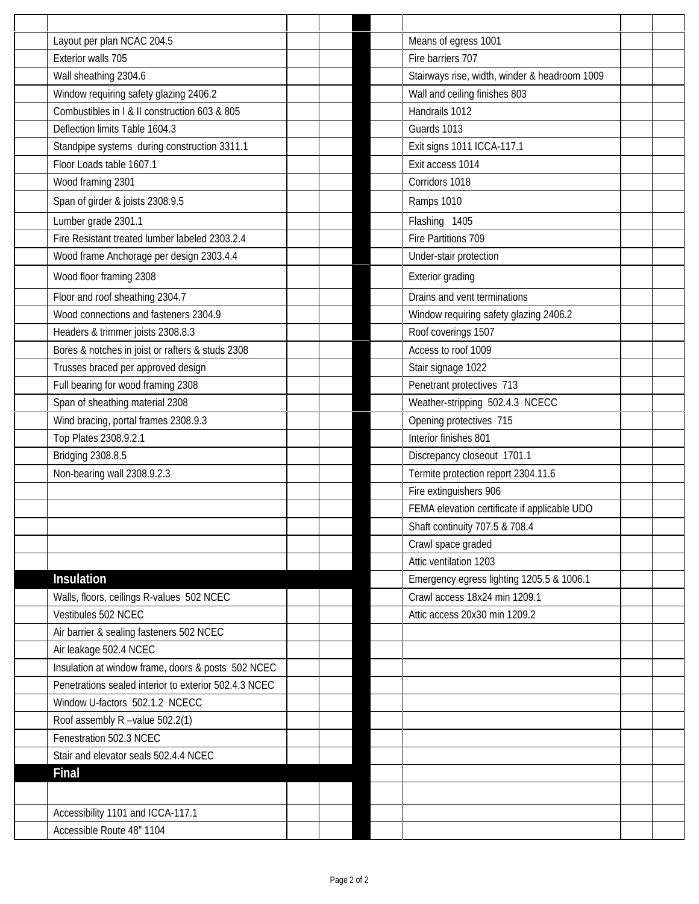| | | | | | | | | |
|---|---|---|---|---|---|---|---|---|
| | | | | | | | | |
| | Layout per plan NCAC 204.5 | | | | | Means of egress 1001 | | |
| | Exterior walls 705 | | | | | Fire barriers 707 | | |
| | Wall sheathing 2304.6 | | | | | Stairways rise, width, winder & headroom 1009 | | |
| | Window requiring safety glazing 2406.2 | | | | | Wall and ceiling finishes 803 | | |
| | Combustibles in I & II construction 603 & 805 | | | | | Handrails 1012 | | |
| | Deflection limits Table 1604.3 | | | | | Guards 1013 | | |
| | Standpipe systems during construction 3311.1 | | | | | Exit signs 1011 ICCA-117.1 | | |
| | Floor Loads table 1607.1 | | | | | Exit access 1014 | | |
| | Wood framing 2301 | | | | | Corridors 1018 | | |
| | Span of girder & joists 2308.9.5 | | | | | Ramps 1010 | | |
| | Lumber grade 2301.1 | | | | | Flashing 1405 | | |
| | Fire Resistant treated lumber labeled 2303.2.4 | | | | | Fire Partitions 709 | | |
| | Wood frame Anchorage per design 2303.4.4 | | | | | Under-stair protection | | |
| | Wood floor framing 2308 | | | | | Exterior grading | | |
| | Floor and roof sheathing 2304.7 | | | | | Drains and vent terminations | | |
| | Wood connections and fasteners 2304.9 | | | | | Window requiring safety glazing 2406.2 | | |
| | Headers & trimmer joists 2308.8.3 | | | | | Roof coverings 1507 | | |
| | Bores & notches in joist or rafters & studs 2308 | | | | | Access to roof 1009 | | |
| | Trusses braced per approved design | | | | | Stair signage 1022 | | |
| | Full bearing for wood framing 2308 | | | | | Penetrant protectives 713 | | |
| | Span of sheathing material 2308 | | | | | Weather-stripping 502.4.3 NCECC | | |
| | Wind bracing, portal frames 2308.9.3 | | | | | Opening protectives 715 | | |
| | Top Plates 2308.9.2.1 | | | | | Interior finishes 801 | | |
| | Bridging 2308.8.5 | | | | | Discrepancy closeout 1701.1 | | |
| | Non-bearing wall 2308.9.2.3 | | | | | Termite protection report 2304.11.6 | | |
| | | | | | | Fire extinguishers 906 | | |
| | | | | | | FEMA elevation certificate if applicable UDO | | |
| | | | | | | Shaft continuity 707.5 & 708.4 | | |
| | | | | | | Crawl space graded | | |
| | | | | | | Attic ventilation 1203 | | |
| | **Insulation** | | | | | Emergency egress lighting 1205.5 & 1006.1 | | |
| | Walls, floors, ceilings R-values 502 NCEC | | | | | Crawl access 18x24 min 1209.1 | | |
| | Vestibules 502 NCEC | | | | | Attic access 20x30 min 1209.2 | | |
| | Air barrier & sealing fasteners 502 NCEC | | | | | | | |
| | Air leakage 502.4 NCEC | | | | | | | |
| | Insulation at window frame, doors & posts 502 NCEC | | | | | | | |
| | Penetrations sealed interior to exterior 502.4.3 NCEC | | | | | | | |
| | Window U-factors 502.1.2 NCECC | | | | | | | |
| | Roof assembly R –value 502.2(1) | | | | | | | |
| | Fenestration 502.3 NCEC | | | | | | | |
| | Stair and elevator seals 502.4.4 NCEC | | | | | | | |
| | **Final** | | | | | | | |
| | | | | | | | | |
| | Accessibility 1101 and ICCA-117.1 | | | | | | | |
| | Accessible Route 48" 1104 | | | | | | | |